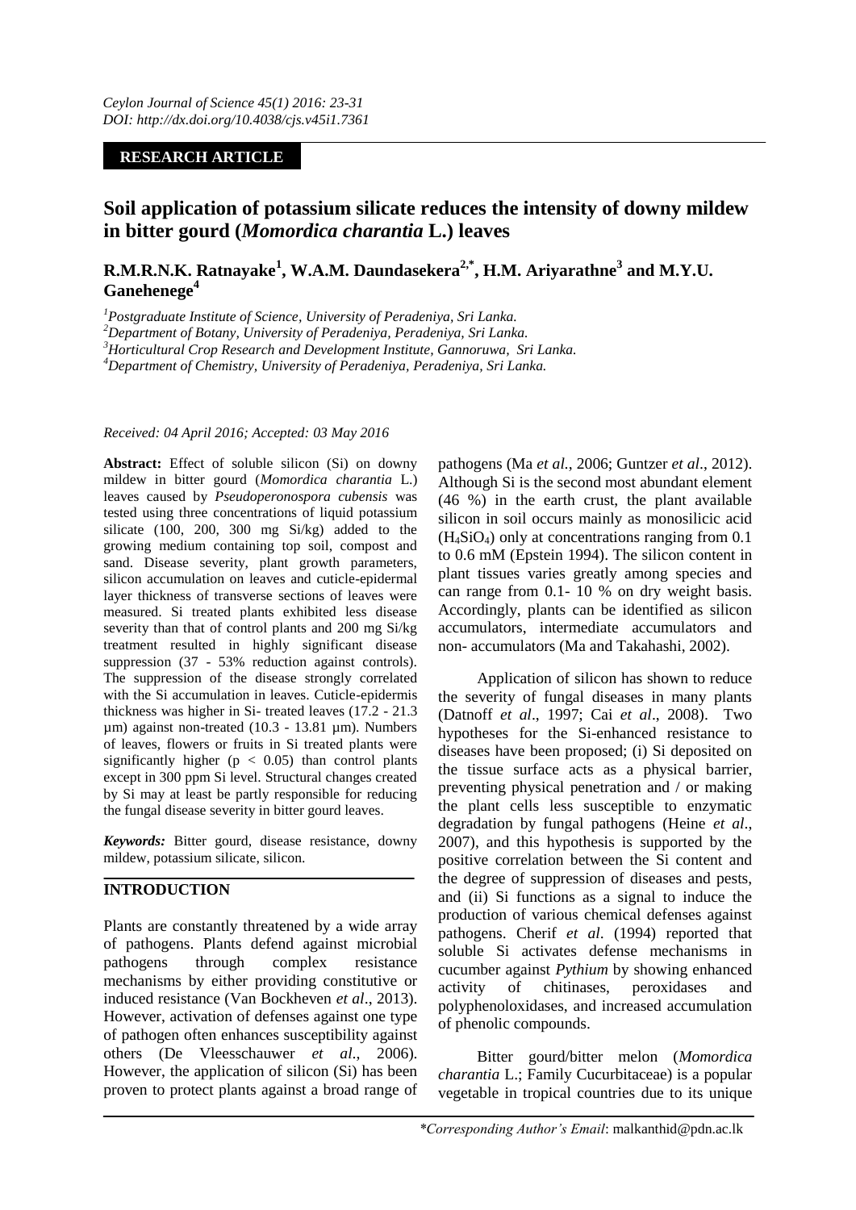**RESEARCH ARTICLE**

# Soil application of potassium silicate reduces the intensity of downy mildew in bitter gourd (*Momordica charantia* L.) leaves

**R.M.R.N.K. Ratnayake[1], W.A.M. Daundasekera[2,*], H.M. Ariyarathne[3] and M.Y.U. Ganehenege[4]**

[1]*Postgraduate Institute of Science, University of Peradeniya, Sri Lanka.*
[2]*Department of Botany, University of Peradeniya, Peradeniya, Sri Lanka.*
[3]*Horticultural Crop Research and Development Institute, Gannoruwa, Sri Lanka.*
[4]*Department of Chemistry, University of Peradeniya, Peradeniya, Sri Lanka.*

*Received: 04 April 2016; Accepted: 03 May 2016*

**Abstract:** Effect of soluble silicon (Si) on downy mildew in bitter gourd (*Momordica charantia* L.) leaves caused by *Pseudoperonospora cubensis* was tested using three concentrations of liquid potassium silicate (100, 200, 300 mg Si/kg) added to the growing medium containing top soil, compost and sand. Disease severity, plant growth parameters, silicon accumulation on leaves and cuticle-epidermal layer thickness of transverse sections of leaves were measured. Si treated plants exhibited less disease severity than that of control plants and 200 mg Si/kg treatment resulted in highly significant disease suppression (37 - 53% reduction against controls). The suppression of the disease strongly correlated with the Si accumulation in leaves. Cuticle-epidermis thickness was higher in Si- treated leaves (17.2 - 21.3 µm) against non-treated (10.3 - 13.81 µm). Numbers of leaves, flowers or fruits in Si treated plants were significantly higher ($p < 0.05$) than control plants except in 300 ppm Si level. Structural changes created by Si may at least be partly responsible for reducing the fungal disease severity in bitter gourd leaves.

***Keywords:*** Bitter gourd, disease resistance, downy mildew, potassium silicate, silicon.

## INTRODUCTION

Plants are constantly threatened by a wide array of pathogens. Plants defend against microbial pathogens through complex resistance mechanisms by either providing constitutive or induced resistance (Van Bockheven *et al*., 2013). However, activation of defenses against one type of pathogen often enhances susceptibility against others (De Vleesschauwer *et al*., 2006). However, the application of silicon (Si) has been proven to protect plants against a broad range of pathogens (Ma *et al*., 2006; Guntzer *et al*., 2012). Although Si is the second most abundant element (46 %) in the earth crust, the plant available silicon in soil occurs mainly as monosilicic acid ($H_4SiO_4$) only at concentrations ranging from 0.1 to 0.6 mM (Epstein 1994). The silicon content in plant tissues varies greatly among species and can range from 0.1- 10 % on dry weight basis. Accordingly, plants can be identified as silicon accumulators, intermediate accumulators and non- accumulators (Ma and Takahashi, 2002).

Application of silicon has shown to reduce the severity of fungal diseases in many plants (Datnoff *et al*., 1997; Cai *et al*., 2008). Two hypotheses for the Si-enhanced resistance to diseases have been proposed; (i) Si deposited on the tissue surface acts as a physical barrier, preventing physical penetration and / or making the plant cells less susceptible to enzymatic degradation by fungal pathogens (Heine *et al*., 2007), and this hypothesis is supported by the positive correlation between the Si content and the degree of suppression of diseases and pests, and (ii) Si functions as a signal to induce the production of various chemical defenses against pathogens. Cherif *et al*. (1994) reported that soluble Si activates defense mechanisms in cucumber against *Pythium* by showing enhanced activity of chitinases, peroxidases and polyphenoloxidases, and increased accumulation of phenolic compounds.

Bitter gourd/bitter melon (*Momordica charantia* L.; Family Cucurbitaceae) is a popular vegetable in tropical countries due to its unique

*\*Corresponding Author's Email*: malkanthid@pdn.ac.lk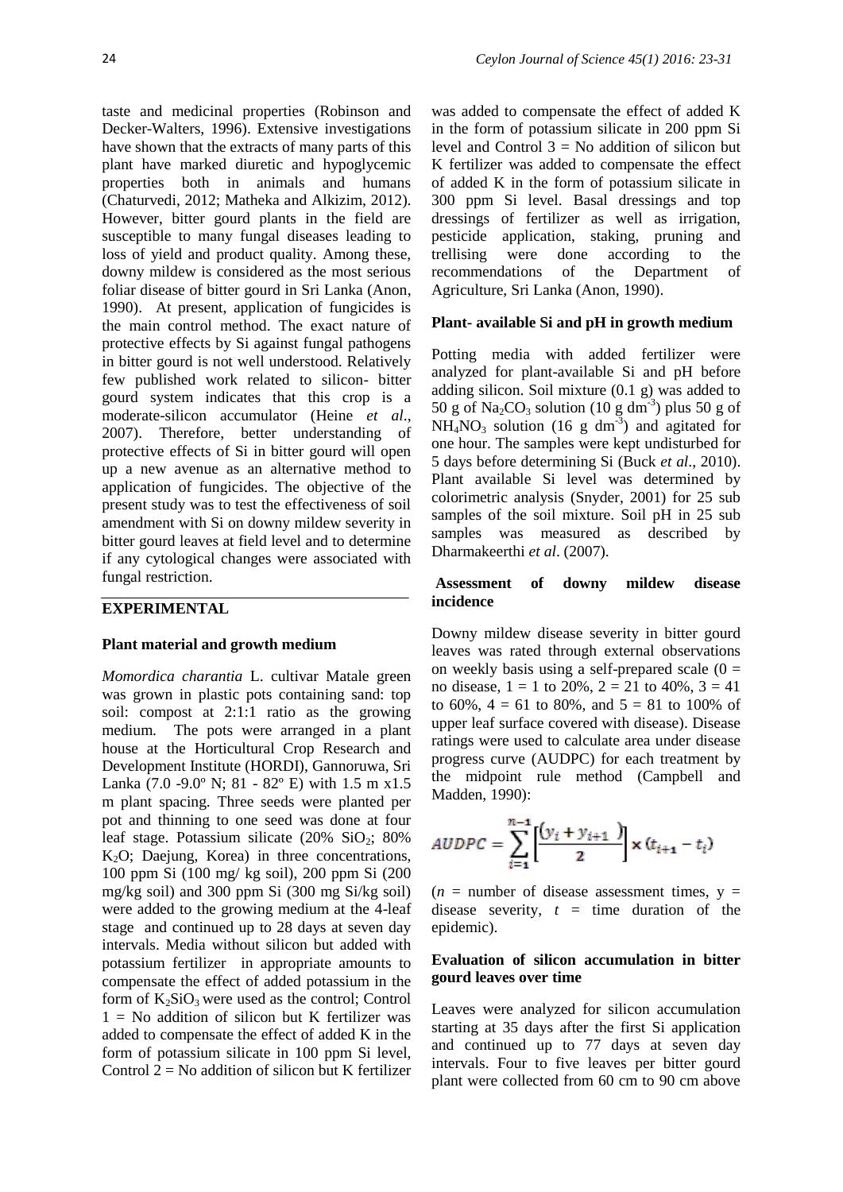taste and medicinal properties (Robinson and Decker-Walters, 1996). Extensive investigations have shown that the extracts of many parts of this plant have marked diuretic and hypoglycemic properties both in animals and humans (Chaturvedi, 2012; Matheka and Alkizim, 2012). However, bitter gourd plants in the field are susceptible to many fungal diseases leading to loss of yield and product quality. Among these, downy mildew is considered as the most serious foliar disease of bitter gourd in Sri Lanka (Anon, 1990). At present, application of fungicides is the main control method. The exact nature of protective effects by Si against fungal pathogens in bitter gourd is not well understood. Relatively few published work related to silicon- bitter gourd system indicates that this crop is a moderate-silicon accumulator (Heine *et al*., 2007). Therefore, better understanding of protective effects of Si in bitter gourd will open up a new avenue as an alternative method to application of fungicides. The objective of the present study was to test the effectiveness of soil amendment with Si on downy mildew severity in bitter gourd leaves at field level and to determine if any cytological changes were associated with fungal restriction.

## EXPERIMENTAL

### Plant material and growth medium

*Momordica charantia* L. cultivar Matale green was grown in plastic pots containing sand: top soil: compost at 2:1:1 ratio as the growing medium. The pots were arranged in a plant house at the Horticultural Crop Research and Development Institute (HORDI), Gannoruwa, Sri Lanka (7.0 -9.0º N; 81 - 82º E) with 1.5 m x1.5 m plant spacing. Three seeds were planted per pot and thinning to one seed was done at four leaf stage. Potassium silicate (20% $SiO_2$; 80% $K_2O$; Daejung, Korea) in three concentrations, 100 ppm Si (100 mg/ kg soil), 200 ppm Si (200 mg/kg soil) and 300 ppm Si (300 mg Si/kg soil) were added to the growing medium at the 4-leaf stage and continued up to 28 days at seven day intervals. Media without silicon but added with potassium fertilizer in appropriate amounts to compensate the effect of added potassium in the form of $K_2SiO_3$ were used as the control; Control 1 = No addition of silicon but K fertilizer was added to compensate the effect of added K in the form of potassium silicate in 100 ppm Si level, Control 2 = No addition of silicon but K fertilizer was added to compensate the effect of added K in the form of potassium silicate in 200 ppm Si level and Control 3 = No addition of silicon but K fertilizer was added to compensate the effect of added K in the form of potassium silicate in 300 ppm Si level. Basal dressings and top dressings of fertilizer as well as irrigation, pesticide application, staking, pruning and trellising were done according to the recommendations of the Department of Agriculture, Sri Lanka (Anon, 1990).

### Plant- available Si and pH in growth medium

Potting media with added fertilizer were analyzed for plant-available Si and pH before adding silicon. Soil mixture (0.1 g) was added to 50 g of $Na_2CO_3$ solution (10 g $dm^{-3}$) plus 50 g of $NH_4NO_3$ solution (16 g $dm^{-3}$) and agitated for one hour. The samples were kept undisturbed for 5 days before determining Si (Buck *et al*., 2010). Plant available Si level was determined by colorimetric analysis (Snyder, 2001) for 25 sub samples of the soil mixture. Soil pH in 25 sub samples was measured as described by Dharmakeerthi *et al*. (2007).

### Assessment of downy mildew disease incidence

Downy mildew disease severity in bitter gourd leaves was rated through external observations on weekly basis using a self-prepared scale (0 = no disease, 1 = 1 to 20%, 2 = 21 to 40%, 3 = 41 to 60%, 4 = 61 to 80%, and 5 = 81 to 100% of upper leaf surface covered with disease). Disease ratings were used to calculate area under disease progress curve (AUDPC) for each treatment by the midpoint rule method (Campbell and Madden, 1990):

$$AUDPC = \sum_{i=1}^{n-1} \left[ \frac{(y_i + y_{i+1})}{2} \right] \times (t_{i+1} - t_i)$$

($n$ = number of disease assessment times, $y$ = disease severity, $t$ = time duration of the epidemic).

### Evaluation of silicon accumulation in bitter gourd leaves over time

Leaves were analyzed for silicon accumulation starting at 35 days after the first Si application and continued up to 77 days at seven day intervals. Four to five leaves per bitter gourd plant were collected from 60 cm to 90 cm above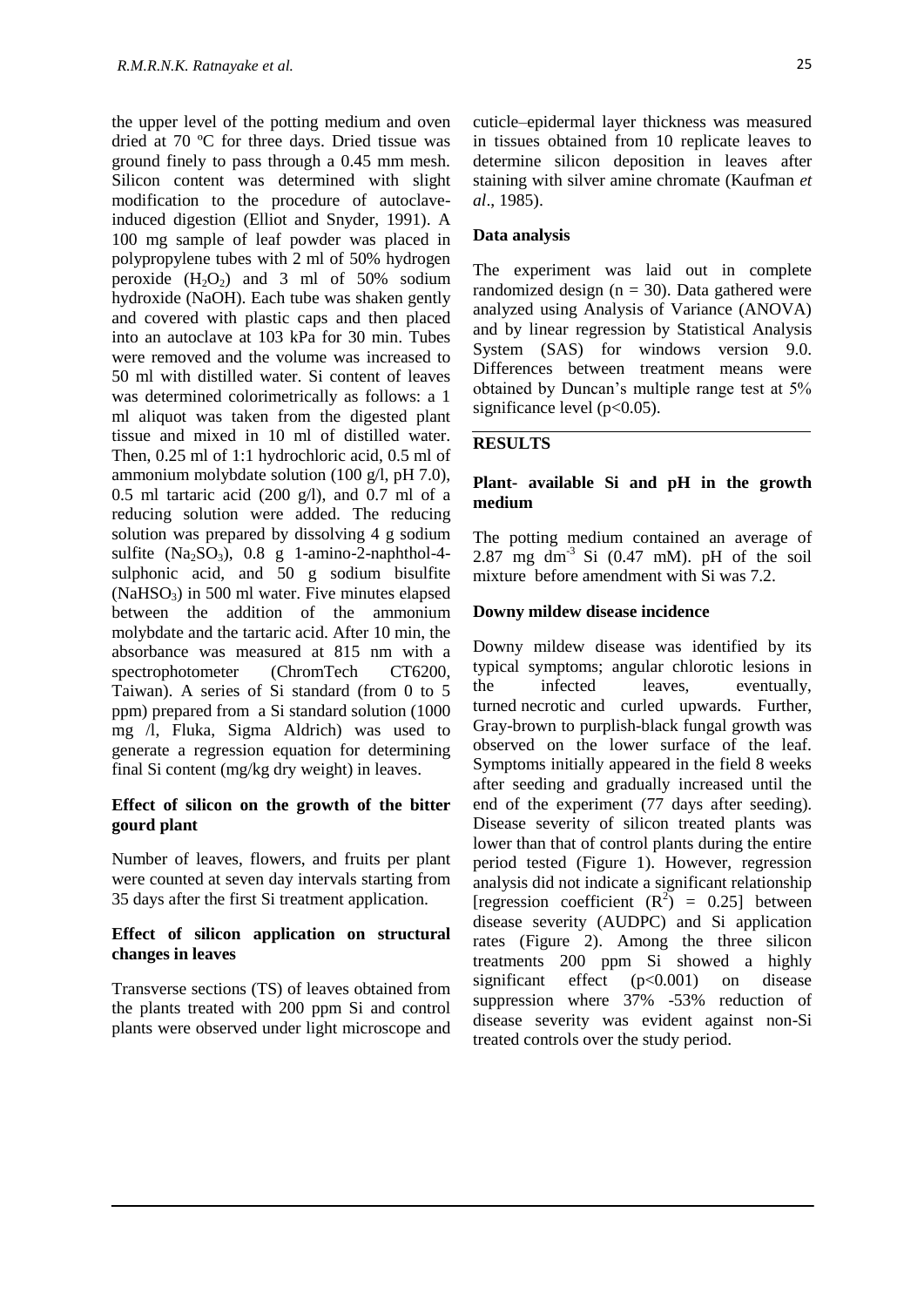the upper level of the potting medium and oven dried at 70 ºC for three days. Dried tissue was ground finely to pass through a 0.45 mm mesh. Silicon content was determined with slight modification to the procedure of autoclave-induced digestion (Elliot and Snyder, 1991). A 100 mg sample of leaf powder was placed in polypropylene tubes with 2 ml of 50% hydrogen peroxide ($H_2O_2$) and 3 ml of 50% sodium hydroxide (NaOH). Each tube was shaken gently and covered with plastic caps and then placed into an autoclave at 103 kPa for 30 min. Tubes were removed and the volume was increased to 50 ml with distilled water. Si content of leaves was determined colorimetrically as follows: a 1 ml aliquot was taken from the digested plant tissue and mixed in 10 ml of distilled water. Then, 0.25 ml of 1:1 hydrochloric acid, 0.5 ml of ammonium molybdate solution (100 g/l, pH 7.0), 0.5 ml tartaric acid (200 g/l), and 0.7 ml of a reducing solution were added. The reducing solution was prepared by dissolving 4 g sodium sulfite ($Na_2SO_3$), 0.8 g 1-amino-2-naphthol-4-sulphonic acid, and 50 g sodium bisulfite ($NaHSO_3$) in 500 ml water. Five minutes elapsed between the addition of the ammonium molybdate and the tartaric acid. After 10 min, the absorbance was measured at 815 nm with a spectrophotometer (ChromTech CT6200, Taiwan). A series of Si standard (from 0 to 5 ppm) prepared from a Si standard solution (1000 mg /l, Fluka, Sigma Aldrich) was used to generate a regression equation for determining final Si content (mg/kg dry weight) in leaves.

### Effect of silicon on the growth of the bitter gourd plant

Number of leaves, flowers, and fruits per plant were counted at seven day intervals starting from 35 days after the first Si treatment application.

### Effect of silicon application on structural changes in leaves

Transverse sections (TS) of leaves obtained from the plants treated with 200 ppm Si and control plants were observed under light microscope and cuticle–epidermal layer thickness was measured in tissues obtained from 10 replicate leaves to determine silicon deposition in leaves after staining with silver amine chromate (Kaufman *et al*., 1985).

### Data analysis

The experiment was laid out in complete randomized design ($n = 30$). Data gathered were analyzed using Analysis of Variance (ANOVA) and by linear regression by Statistical Analysis System (SAS) for windows version 9.0. Differences between treatment means were obtained by Duncan's multiple range test at 5% significance level ($p<0.05$).

## RESULTS

### Plant- available Si and pH in the growth medium

The potting medium contained an average of 2.87 mg $dm^{-3}$ Si (0.47 mM). pH of the soil mixture before amendment with Si was 7.2.

### Downy mildew disease incidence

Downy mildew disease was identified by its typical symptoms; angular chlorotic lesions in the infected leaves, eventually, turned necrotic and curled upwards. Further, Gray-brown to purplish-black fungal growth was observed on the lower surface of the leaf. Symptoms initially appeared in the field 8 weeks after seeding and gradually increased until the end of the experiment (77 days after seeding). Disease severity of silicon treated plants was lower than that of control plants during the entire period tested (Figure 1). However, regression analysis did not indicate a significant relationship [regression coefficient ($R^2$) = 0.25] between disease severity (AUDPC) and Si application rates (Figure 2). Among the three silicon treatments 200 ppm Si showed a highly significant effect ($p<0.001$) on disease suppression where 37% -53% reduction of disease severity was evident against non-Si treated controls over the study period.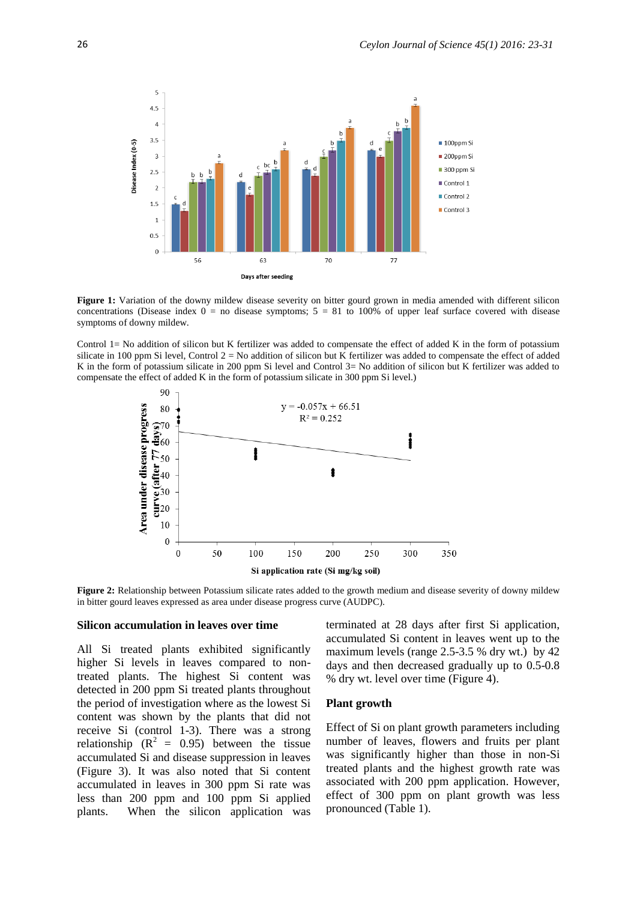**Figure 1:** Variation of the downy mildew disease severity on bitter gourd grown in media amended with different silicon concentrations (Disease index 0 = no disease symptoms; 5 = 81 to 100% of upper leaf surface covered with disease symptoms of downy mildew.

Control 1= No addition of silicon but K fertilizer was added to compensate the effect of added K in the form of potassium silicate in 100 ppm Si level, Control 2 = No addition of silicon but K fertilizer was added to compensate the effect of added K in the form of potassium silicate in 200 ppm Si level and Control 3= No addition of silicon but K fertilizer was added to compensate the effect of added K in the form of potassium silicate in 300 ppm Si level.)

**Figure 2:** Relationship between Potassium silicate rates added to the growth medium and disease severity of downy mildew in bitter gourd leaves expressed as area under disease progress curve (AUDPC).

### Silicon accumulation in leaves over time

All Si treated plants exhibited significantly higher Si levels in leaves compared to non-treated plants. The highest Si content was detected in 200 ppm Si treated plants throughout the period of investigation where as the lowest Si content was shown by the plants that did not receive Si (control 1-3). There was a strong relationship ($R^2$ = 0.95) between the tissue accumulated Si and disease suppression in leaves (Figure 3). It was also noted that Si content accumulated in leaves in 300 ppm Si rate was less than 200 ppm and 100 ppm Si applied plants. When the silicon application was terminated at 28 days after first Si application, accumulated Si content in leaves went up to the maximum levels (range 2.5-3.5 % dry wt.) by 42 days and then decreased gradually up to 0.5-0.8 % dry wt. level over time (Figure 4).

### Plant growth

Effect of Si on plant growth parameters including number of leaves, flowers and fruits per plant was significantly higher than those in non-Si treated plants and the highest growth rate was associated with 200 ppm application. However, effect of 300 ppm on plant growth was less pronounced (Table 1).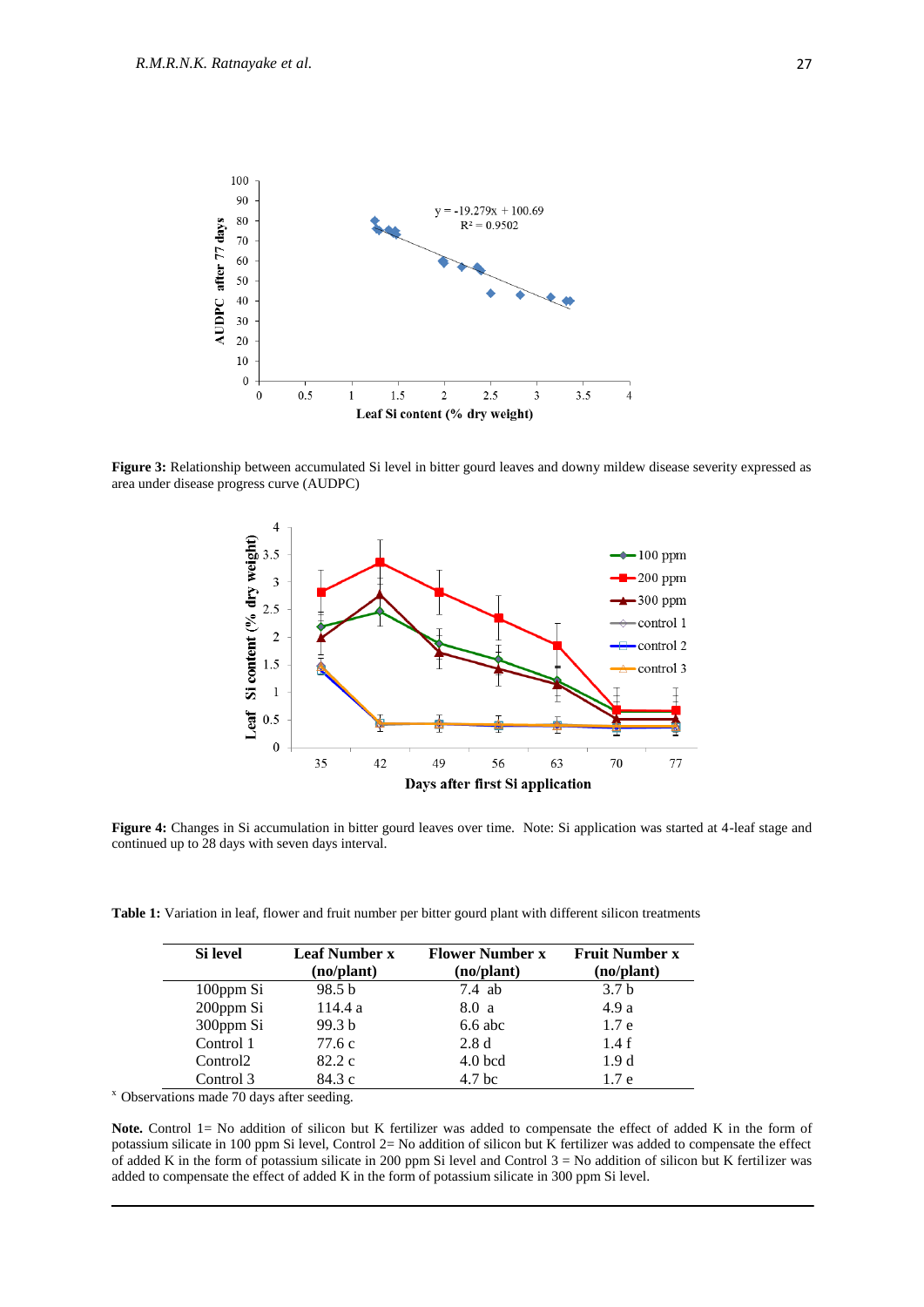**Figure 3:** Relationship between accumulated Si level in bitter gourd leaves and downy mildew disease severity expressed as area under disease progress curve (AUDPC)

**Figure 4:** Changes in Si accumulation in bitter gourd leaves over time. Note: Si application was started at 4-leaf stage and continued up to 28 days with seven days interval.

**Table 1:** Variation in leaf, flower and fruit number per bitter gourd plant with different silicon treatments

| Si level | Leaf Number x (no/plant) | Flower Number x (no/plant) | Fruit Number x (no/plant) |
|---|---|---|---|
| 100ppm Si | 98.5 b | 7.4 ab | 3.7 b |
| 200ppm Si | 114.4 a | 8.0 a | 4.9 a |
| 300ppm Si | 99.3 b | 6.6 abc | 1.7 e |
| Control 1 | 77.6 c | 2.8 d | 1.4 f |
| Control2 | 82.2 c | 4.0 bcd | 1.9 d |
| Control 3 | 84.3 c | 4.7 bc | 1.7 e |

[x] Observations made 70 days after seeding.

**Note.** Control 1= No addition of silicon but K fertilizer was added to compensate the effect of added K in the form of potassium silicate in 100 ppm Si level, Control 2= No addition of silicon but K fertilizer was added to compensate the effect of added K in the form of potassium silicate in 200 ppm Si level and Control 3 = No addition of silicon but K fertilizer was added to compensate the effect of added K in the form of potassium silicate in 300 ppm Si level.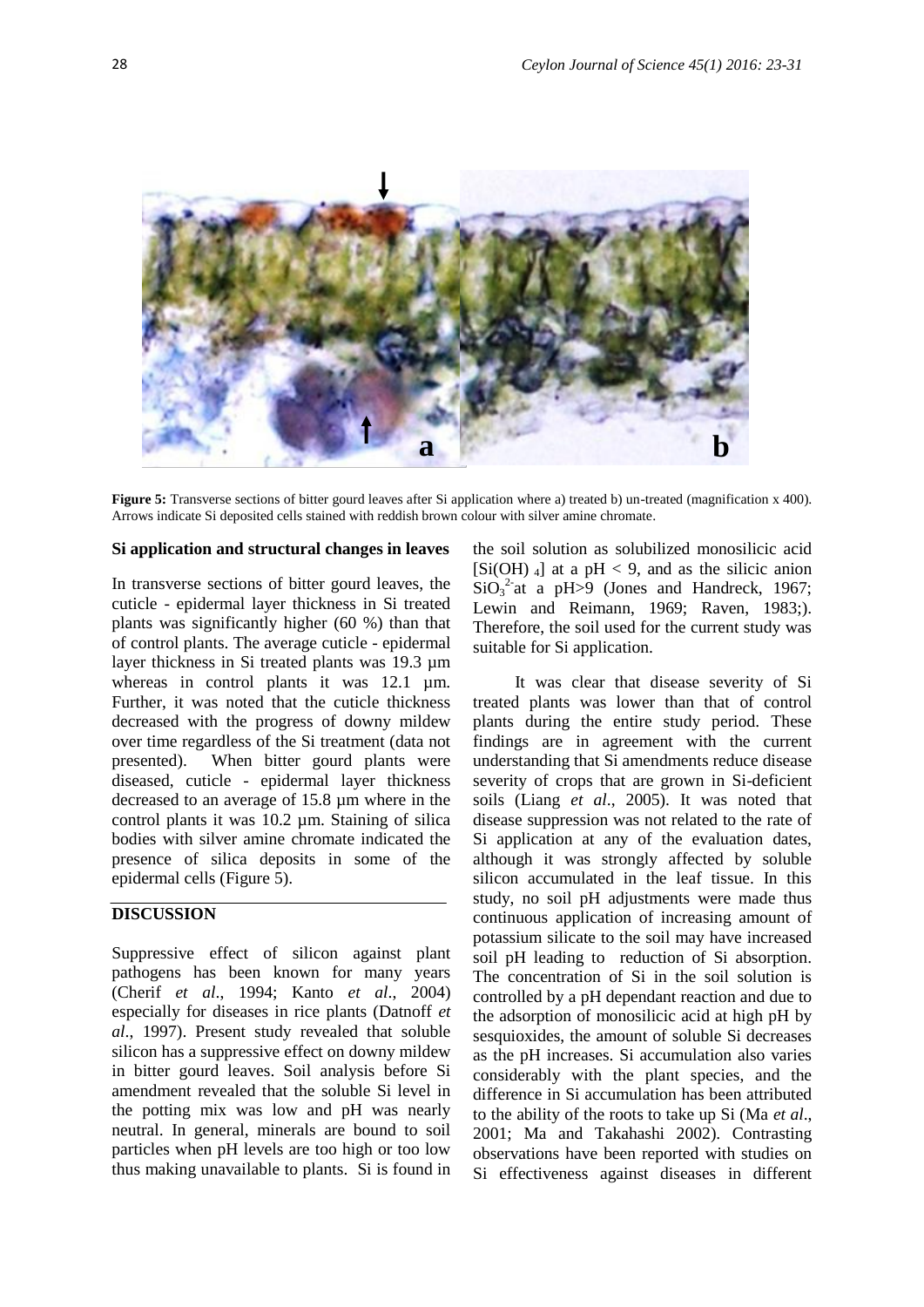**Figure 5:** Transverse sections of bitter gourd leaves after Si application where a) treated b) un-treated (magnification x 400). Arrows indicate Si deposited cells stained with reddish brown colour with silver amine chromate.

### Si application and structural changes in leaves

In transverse sections of bitter gourd leaves, the cuticle - epidermal layer thickness in Si treated plants was significantly higher (60 %) than that of control plants. The average cuticle - epidermal layer thickness in Si treated plants was 19.3 µm whereas in control plants it was 12.1 µm. Further, it was noted that the cuticle thickness decreased with the progress of downy mildew over time regardless of the Si treatment (data not presented). When bitter gourd plants were diseased, cuticle - epidermal layer thickness decreased to an average of 15.8 µm where in the control plants it was 10.2 µm. Staining of silica bodies with silver amine chromate indicated the presence of silica deposits in some of the epidermal cells (Figure 5).

## DISCUSSION

Suppressive effect of silicon against plant pathogens has been known for many years (Cherif *et al*., 1994; Kanto *et al*., 2004) especially for diseases in rice plants (Datnoff *et al*., 1997). Present study revealed that soluble silicon has a suppressive effect on downy mildew in bitter gourd leaves. Soil analysis before Si amendment revealed that the soluble Si level in the potting mix was low and pH was nearly neutral. In general, minerals are bound to soil particles when pH levels are too high or too low thus making unavailable to plants. Si is found in the soil solution as solubilized monosilicic acid [$Si(OH)_4$] at a pH < 9, and as the silicic anion $SiO_3^{2-}$ at a pH>9 (Jones and Handreck, 1967; Lewin and Reimann, 1969; Raven, 1983;). Therefore, the soil used for the current study was suitable for Si application.

It was clear that disease severity of Si treated plants was lower than that of control plants during the entire study period. These findings are in agreement with the current understanding that Si amendments reduce disease severity of crops that are grown in Si-deficient soils (Liang *et al*., 2005). It was noted that disease suppression was not related to the rate of Si application at any of the evaluation dates, although it was strongly affected by soluble silicon accumulated in the leaf tissue. In this study, no soil pH adjustments were made thus continuous application of increasing amount of potassium silicate to the soil may have increased soil pH leading to reduction of Si absorption. The concentration of Si in the soil solution is controlled by a pH dependant reaction and due to the adsorption of monosilicic acid at high pH by sesquioxides, the amount of soluble Si decreases as the pH increases. Si accumulation also varies considerably with the plant species, and the difference in Si accumulation has been attributed to the ability of the roots to take up Si (Ma *et al*., 2001; Ma and Takahashi 2002). Contrasting observations have been reported with studies on Si effectiveness against diseases in different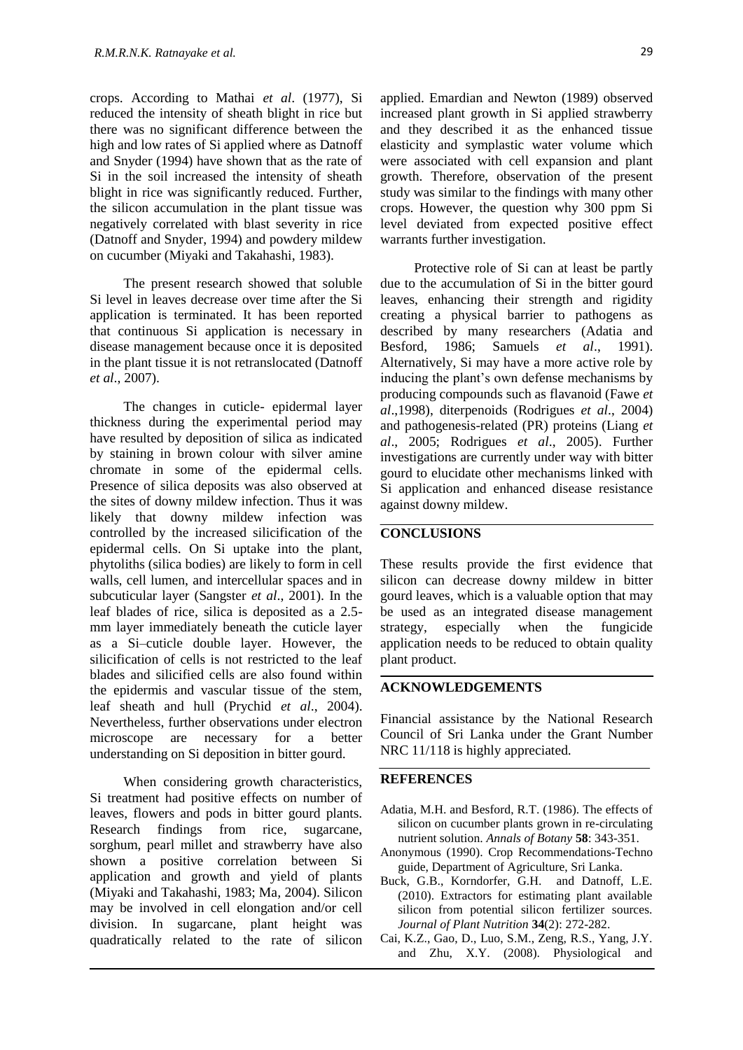crops. According to Mathai *et al*. (1977), Si reduced the intensity of sheath blight in rice but there was no significant difference between the high and low rates of Si applied where as Datnoff and Snyder (1994) have shown that as the rate of Si in the soil increased the intensity of sheath blight in rice was significantly reduced. Further, the silicon accumulation in the plant tissue was negatively correlated with blast severity in rice (Datnoff and Snyder, 1994) and powdery mildew on cucumber (Miyaki and Takahashi, 1983).

The present research showed that soluble Si level in leaves decrease over time after the Si application is terminated. It has been reported that continuous Si application is necessary in disease management because once it is deposited in the plant tissue it is not retranslocated (Datnoff *et al*., 2007).

The changes in cuticle- epidermal layer thickness during the experimental period may have resulted by deposition of silica as indicated by staining in brown colour with silver amine chromate in some of the epidermal cells. Presence of silica deposits was also observed at the sites of downy mildew infection. Thus it was likely that downy mildew infection was controlled by the increased silicification of the epidermal cells. On Si uptake into the plant, phytoliths (silica bodies) are likely to form in cell walls, cell lumen, and intercellular spaces and in subcuticular layer (Sangster *et al*., 2001). In the leaf blades of rice, silica is deposited as a 2.5-mm layer immediately beneath the cuticle layer as a Si–cuticle double layer. However, the silicification of cells is not restricted to the leaf blades and silicified cells are also found within the epidermis and vascular tissue of the stem, leaf sheath and hull (Prychid *et al*., 2004). Nevertheless, further observations under electron microscope are necessary for a better understanding on Si deposition in bitter gourd.

When considering growth characteristics, Si treatment had positive effects on number of leaves, flowers and pods in bitter gourd plants. Research findings from rice, sugarcane, sorghum, pearl millet and strawberry have also shown a positive correlation between Si application and growth and yield of plants (Miyaki and Takahashi, 1983; Ma, 2004). Silicon may be involved in cell elongation and/or cell division. In sugarcane, plant height was quadratically related to the rate of silicon applied. Emardian and Newton (1989) observed increased plant growth in Si applied strawberry and they described it as the enhanced tissue elasticity and symplastic water volume which were associated with cell expansion and plant growth. Therefore, observation of the present study was similar to the findings with many other crops. However, the question why 300 ppm Si level deviated from expected positive effect warrants further investigation.

Protective role of Si can at least be partly due to the accumulation of Si in the bitter gourd leaves, enhancing their strength and rigidity creating a physical barrier to pathogens as described by many researchers (Adatia and Besford, 1986; Samuels *et al*., 1991). Alternatively, Si may have a more active role by inducing the plant's own defense mechanisms by producing compounds such as flavanoid (Fawe *et al*.,1998), diterpenoids (Rodrigues *et al*., 2004) and pathogenesis-related (PR) proteins (Liang *et al*., 2005; Rodrigues *et al*., 2005). Further investigations are currently under way with bitter gourd to elucidate other mechanisms linked with Si application and enhanced disease resistance against downy mildew.

## CONCLUSIONS

These results provide the first evidence that silicon can decrease downy mildew in bitter gourd leaves, which is a valuable option that may be used as an integrated disease management strategy, especially when the fungicide application needs to be reduced to obtain quality plant product.

## ACKNOWLEDGEMENTS

Financial assistance by the National Research Council of Sri Lanka under the Grant Number NRC 11/118 is highly appreciated.

## REFERENCES

Adatia, M.H. and Besford, R.T. (1986). The effects of silicon on cucumber plants grown in re-circulating nutrient solution. *Annals of Botany* **58**: 343-351.

Anonymous (1990). Crop Recommendations-Techno guide, Department of Agriculture, Sri Lanka.

Buck, G.B., Korndorfer, G.H. and Datnoff, L.E. (2010). Extractors for estimating plant available silicon from potential silicon fertilizer sources. *Journal of Plant Nutrition* **34**(2): 272-282.

Cai, K.Z., Gao, D., Luo, S.M., Zeng, R.S., Yang, J.Y. and Zhu, X.Y. (2008). Physiological and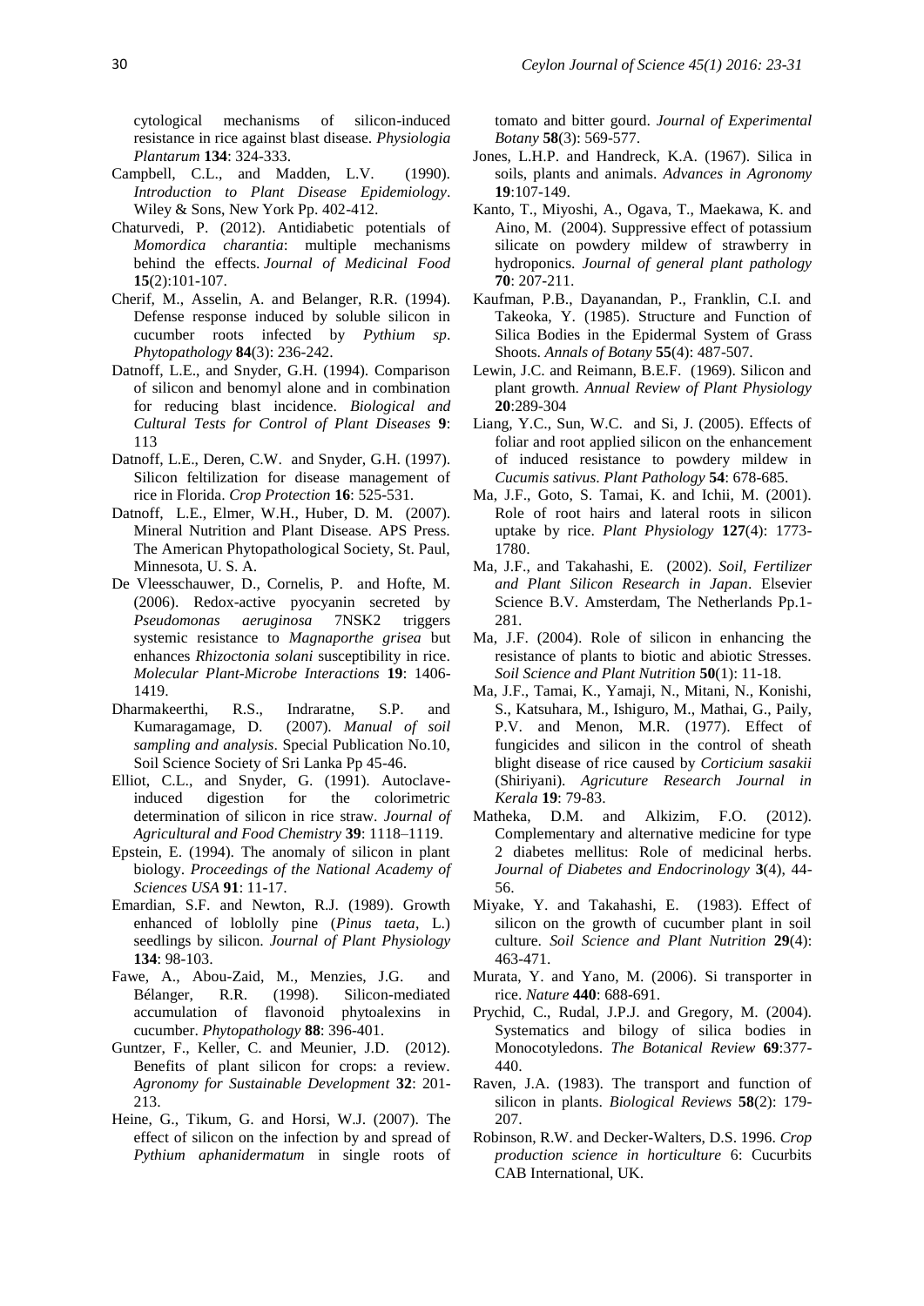cytological mechanisms of silicon-induced resistance in rice against blast disease. *Physiologia Plantarum* **134**: 324-333.

Campbell, C.L., and Madden, L.V. (1990). *Introduction to Plant Disease Epidemiology*. Wiley & Sons, New York Pp. 402-412.

Chaturvedi, P. (2012). Antidiabetic potentials of *Momordica charantia*: multiple mechanisms behind the effects. *Journal of Medicinal Food* **15**(2):101-107.

Cherif, M., Asselin, A. and Belanger, R.R. (1994). Defense response induced by soluble silicon in cucumber roots infected by *Pythium sp*. *Phytopathology* **84**(3): 236-242.

Datnoff, L.E., and Snyder, G.H. (1994). Comparison of silicon and benomyl alone and in combination for reducing blast incidence. *Biological and Cultural Tests for Control of Plant Diseases* **9**: 113

Datnoff, L.E., Deren, C.W. and Snyder, G.H. (1997). Silicon feltilization for disease management of rice in Florida. *Crop Protection* **16**: 525-531.

Datnoff, L.E., Elmer, W.H., Huber, D. M. (2007). Mineral Nutrition and Plant Disease. APS Press. The American Phytopathological Society, St. Paul, Minnesota, U. S. A.

De Vleesschauwer, D., Cornelis, P. and Hofte, M. (2006). Redox-active pyocyanin secreted by *Pseudomonas aeruginosa* 7NSK2 triggers systemic resistance to *Magnaporthe grisea* but enhances *Rhizoctonia solani* susceptibility in rice. *Molecular Plant-Microbe Interactions* **19**: 1406-1419.

Dharmakeerthi, R.S., Indraratne, S.P. and Kumaragamage, D. (2007). *Manual of soil sampling and analysis*. Special Publication No.10, Soil Science Society of Sri Lanka Pp 45-46.

Elliot, C.L., and Snyder, G. (1991). Autoclave-induced digestion for the colorimetric determination of silicon in rice straw. *Journal of Agricultural and Food Chemistry* **39**: 1118–1119.

Epstein, E. (1994). The anomaly of silicon in plant biology. *Proceedings of the National Academy of Sciences USA* **91**: 11-17.

Emardian, S.F. and Newton, R.J. (1989). Growth enhanced of loblolly pine (*Pinus taeta*, L.) seedlings by silicon. *Journal of Plant Physiology* **134**: 98-103.

Fawe, A., Abou-Zaid, M., Menzies, J.G. and Bélanger, R.R. (1998). Silicon-mediated accumulation of flavonoid phytoalexins in cucumber. *Phytopathology* **88**: 396-401.

Guntzer, F., Keller, C. and Meunier, J.D. (2012). Benefits of plant silicon for crops: a review. *Agronomy for Sustainable Development* **32**: 201-213.

Heine, G., Tikum, G. and Horsi, W.J. (2007). The effect of silicon on the infection by and spread of *Pythium aphanidermatum* in single roots of tomato and bitter gourd. *Journal of Experimental Botany* **58**(3): 569-577.

Jones, L.H.P. and Handreck, K.A. (1967). Silica in soils, plants and animals. *Advances in Agronomy* **19**:107-149.

Kanto, T., Miyoshi, A., Ogava, T., Maekawa, K. and Aino, M. (2004). Suppressive effect of potassium silicate on powdery mildew of strawberry in hydroponics. *Journal of general plant pathology* **70**: 207-211.

Kaufman, P.B., Dayanandan, P., Franklin, C.I. and Takeoka, Y. (1985). Structure and Function of Silica Bodies in the Epidermal System of Grass Shoots. *Annals of Botany* **55**(4): 487-507.

Lewin, J.C. and Reimann, B.E.F. (1969). Silicon and plant growth. *Annual Review of Plant Physiology* **20**:289-304

Liang, Y.C., Sun, W.C. and Si, J. (2005). Effects of foliar and root applied silicon on the enhancement of induced resistance to powdery mildew in *Cucumis sativus*. *Plant Pathology* **54**: 678-685.

Ma, J.F., Goto, S. Tamai, K. and Ichii, M. (2001). Role of root hairs and lateral roots in silicon uptake by rice. *Plant Physiology* **127**(4): 1773-1780.

Ma, J.F., and Takahashi, E. (2002). *Soil, Fertilizer and Plant Silicon Research in Japan*. Elsevier Science B.V. Amsterdam, The Netherlands Pp.1-281.

Ma, J.F. (2004). Role of silicon in enhancing the resistance of plants to biotic and abiotic Stresses. *Soil Science and Plant Nutrition* **50**(1): 11-18.

Ma, J.F., Tamai, K., Yamaji, N., Mitani, N., Konishi, S., Katsuhara, M., Ishiguro, M., Mathai, G., Paily, P.V. and Menon, M.R. (1977). Effect of fungicides and silicon in the control of sheath blight disease of rice caused by *Corticium sasakii* (Shiriyani). *Agricuture Research Journal in Kerala* **19**: 79-83.

Matheka, D.M. and Alkizim, F.O. (2012). Complementary and alternative medicine for type 2 diabetes mellitus: Role of medicinal herbs. *Journal of Diabetes and Endocrinology* **3**(4), 44-56.

Miyake, Y. and Takahashi, E. (1983). Effect of silicon on the growth of cucumber plant in soil culture. *Soil Science and Plant Nutrition* **29**(4): 463-471.

Murata, Y. and Yano, M. (2006). Si transporter in rice. *Nature* **440**: 688-691.

Prychid, C., Rudal, J.P.J. and Gregory, M. (2004). Systematics and bilogy of silica bodies in Monocotyledons. *The Botanical Review* **69**:377-440.

Raven, J.A. (1983). The transport and function of silicon in plants. *Biological Reviews* **58**(2): 179-207.

Robinson, R.W. and Decker-Walters, D.S. 1996. *Crop production science in horticulture* 6: Cucurbits CAB International, UK.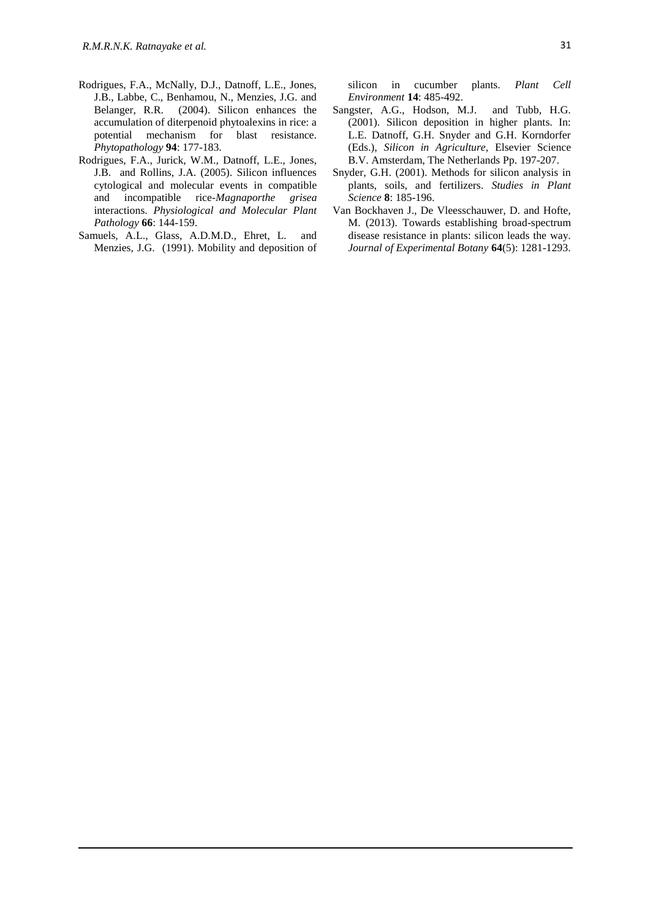Rodrigues, F.A., McNally, D.J., Datnoff, L.E., Jones, J.B., Labbe, C., Benhamou, N., Menzies, J.G. and Belanger, R.R. (2004). Silicon enhances the accumulation of diterpenoid phytoalexins in rice: a potential mechanism for blast resistance. *Phytopathology* **94**: 177-183.

Rodrigues, F.A., Jurick, W.M., Datnoff, L.E., Jones, J.B. and Rollins, J.A. (2005). Silicon influences cytological and molecular events in compatible and incompatible rice-*Magnaporthe grisea* interactions. *Physiological and Molecular Plant Pathology* **66**: 144-159.

Samuels, A.L., Glass, A.D.M.D., Ehret, L. and Menzies, J.G. (1991). Mobility and deposition of silicon in cucumber plants. *Plant Cell Environment* **14**: 485-492.

Sangster, A.G., Hodson, M.J. and Tubb, H.G. (2001). Silicon deposition in higher plants. In: L.E. Datnoff, G.H. Snyder and G.H. Korndorfer (Eds.), *Silicon in Agriculture,* Elsevier Science B.V. Amsterdam, The Netherlands Pp. 197-207.

Snyder, G.H. (2001). Methods for silicon analysis in plants, soils, and fertilizers. *Studies in Plant Science* **8**: 185-196.

Van Bockhaven J., De Vleesschauwer, D. and Hofte, M. (2013). Towards establishing broad-spectrum disease resistance in plants: silicon leads the way. *Journal of Experimental Botany* **64**(5): 1281-1293.